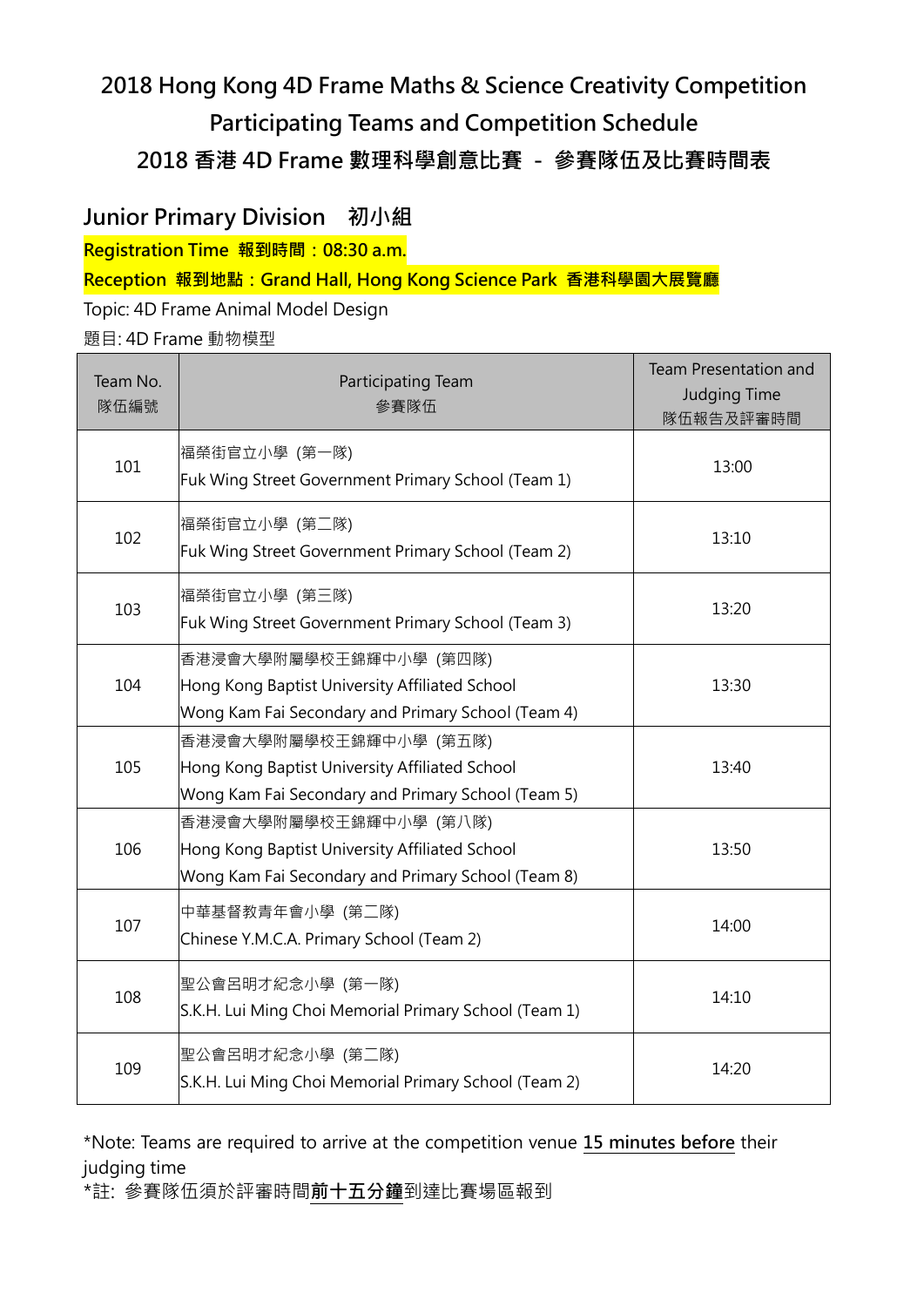# 2018 Hong Kong 4D Frame Maths & Science Creativity Competition

# Participating Teams and Competition Schedule

# 2018 香港 4D Frame 數理科學創意比賽 － 參賽隊伍及比賽時間表

## Junior Primary Division 初小組

**Registration Time 報到時間：08:30 a.m.**

**Reception 報到地點：Grand Hall, Hong Kong Science Park 香港科學園大展覽廳**

Topic: 4D Frame Animal Model Design

題目: 4D Frame 動物模型

| Team No.<br>隊伍編號 | Participating Team<br>參賽隊伍 | Team Presentation and Judging Time<br>隊伍報告及評審時間 |
|---|---|---|
| 101 | 福榮街官立小學 (第一隊)<br>Fuk Wing Street Government Primary School (Team 1) | 13:00 |
| 102 | 福榮街官立小學 (第二隊)<br>Fuk Wing Street Government Primary School (Team 2) | 13:10 |
| 103 | 福榮街官立小學 (第三隊)<br>Fuk Wing Street Government Primary School (Team 3) | 13:20 |
| 104 | 香港浸會大學附屬學校王錦輝中小學 (第四隊)<br>Hong Kong Baptist University Affiliated School<br>Wong Kam Fai Secondary and Primary School (Team 4) | 13:30 |
| 105 | 香港浸會大學附屬學校王錦輝中小學 (第五隊)<br>Hong Kong Baptist University Affiliated School<br>Wong Kam Fai Secondary and Primary School (Team 5) | 13:40 |
| 106 | 香港浸會大學附屬學校王錦輝中小學 (第八隊)<br>Hong Kong Baptist University Affiliated School<br>Wong Kam Fai Secondary and Primary School (Team 8) | 13:50 |
| 107 | 中華基督教青年會小學 (第二隊)<br>Chinese Y.M.C.A. Primary School (Team 2) | 14:00 |
| 108 | 聖公會呂明才紀念小學 (第一隊)<br>S.K.H. Lui Ming Choi Memorial Primary School (Team 1) | 14:10 |
| 109 | 聖公會呂明才紀念小學 (第二隊)<br>S.K.H. Lui Ming Choi Memorial Primary School (Team 2) | 14:20 |

*Note: Teams are required to arrive at the competition venue **15 minutes before** their judging time

*註: 參賽隊伍須於評審時間**前十五分鐘**到達比賽場區報到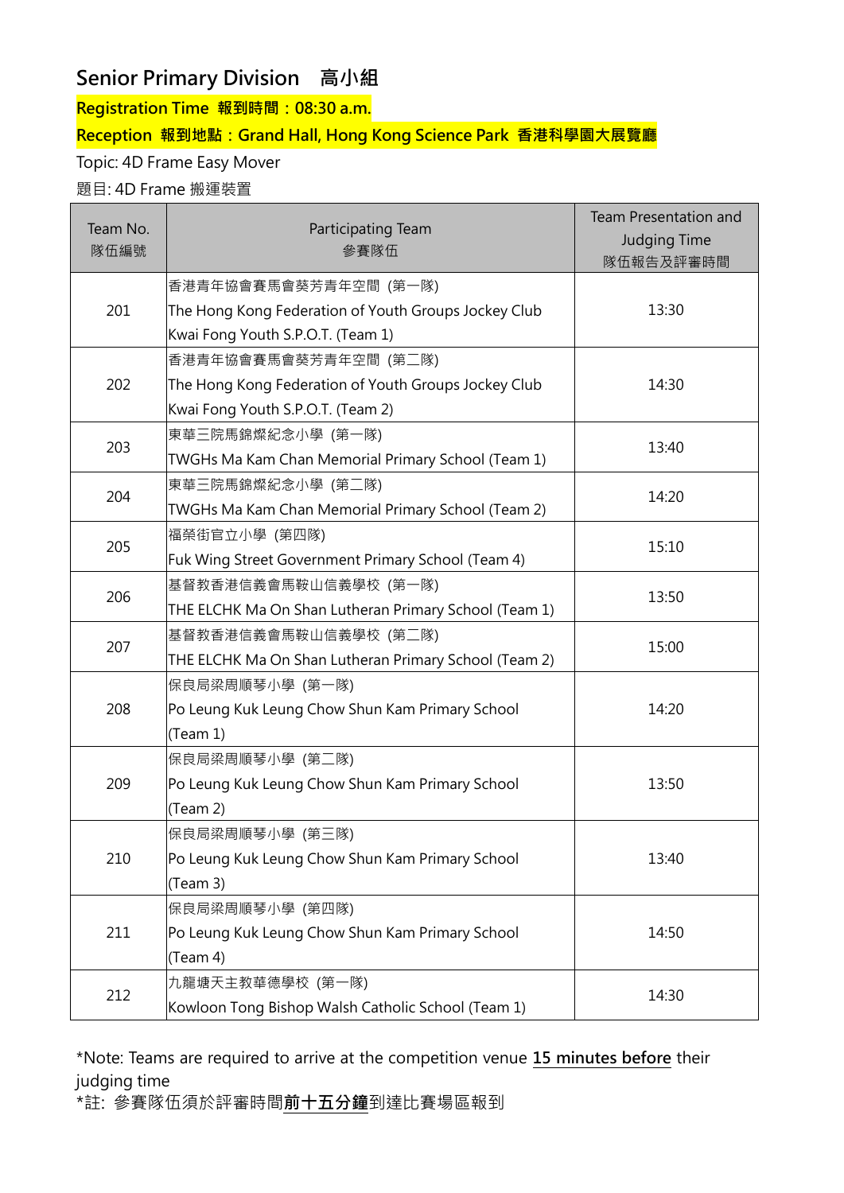## Senior Primary Division 高小組

**Registration Time 報到時間：08:30 a.m.**

**Reception 報到地點：Grand Hall, Hong Kong Science Park 香港科學園大展覽廳**

Topic: 4D Frame Easy Mover

題目: 4D Frame 搬運裝置

| Team No. 隊伍編號 | Participating Team 參賽隊伍 | Team Presentation and Judging Time 隊伍報告及評審時間 |
|---|---|---|
| 201 | 香港青年協會賽馬會葵芳青年空間 (第一隊) The Hong Kong Federation of Youth Groups Jockey Club Kwai Fong Youth S.P.O.T. (Team 1) | 13:30 |
| 202 | 香港青年協會賽馬會葵芳青年空間 (第二隊) The Hong Kong Federation of Youth Groups Jockey Club Kwai Fong Youth S.P.O.T. (Team 2) | 14:30 |
| 203 | 東華三院馬錦燦紀念小學 (第一隊) TWGHs Ma Kam Chan Memorial Primary School (Team 1) | 13:40 |
| 204 | 東華三院馬錦燦紀念小學 (第二隊) TWGHs Ma Kam Chan Memorial Primary School (Team 2) | 14:20 |
| 205 | 福榮街官立小學 (第四隊) Fuk Wing Street Government Primary School (Team 4) | 15:10 |
| 206 | 基督教香港信義會馬鞍山信義學校 (第一隊) THE ELCHK Ma On Shan Lutheran Primary School (Team 1) | 13:50 |
| 207 | 基督教香港信義會馬鞍山信義學校 (第二隊) THE ELCHK Ma On Shan Lutheran Primary School (Team 2) | 15:00 |
| 208 | 保良局梁周順琴小學 (第一隊) Po Leung Kuk Leung Chow Shun Kam Primary School (Team 1) | 14:20 |
| 209 | 保良局梁周順琴小學 (第二隊) Po Leung Kuk Leung Chow Shun Kam Primary School (Team 2) | 13:50 |
| 210 | 保良局梁周順琴小學 (第三隊) Po Leung Kuk Leung Chow Shun Kam Primary School (Team 3) | 13:40 |
| 211 | 保良局梁周順琴小學 (第四隊) Po Leung Kuk Leung Chow Shun Kam Primary School (Team 4) | 14:50 |
| 212 | 九龍塘天主教華德學校 (第一隊) Kowloon Tong Bishop Walsh Catholic School (Team 1) | 14:30 |

*Note: Teams are required to arrive at the competition venue **15 minutes before** their judging time

*註: 參賽隊伍須於評審時間**前十五分鐘**到達比賽場區報到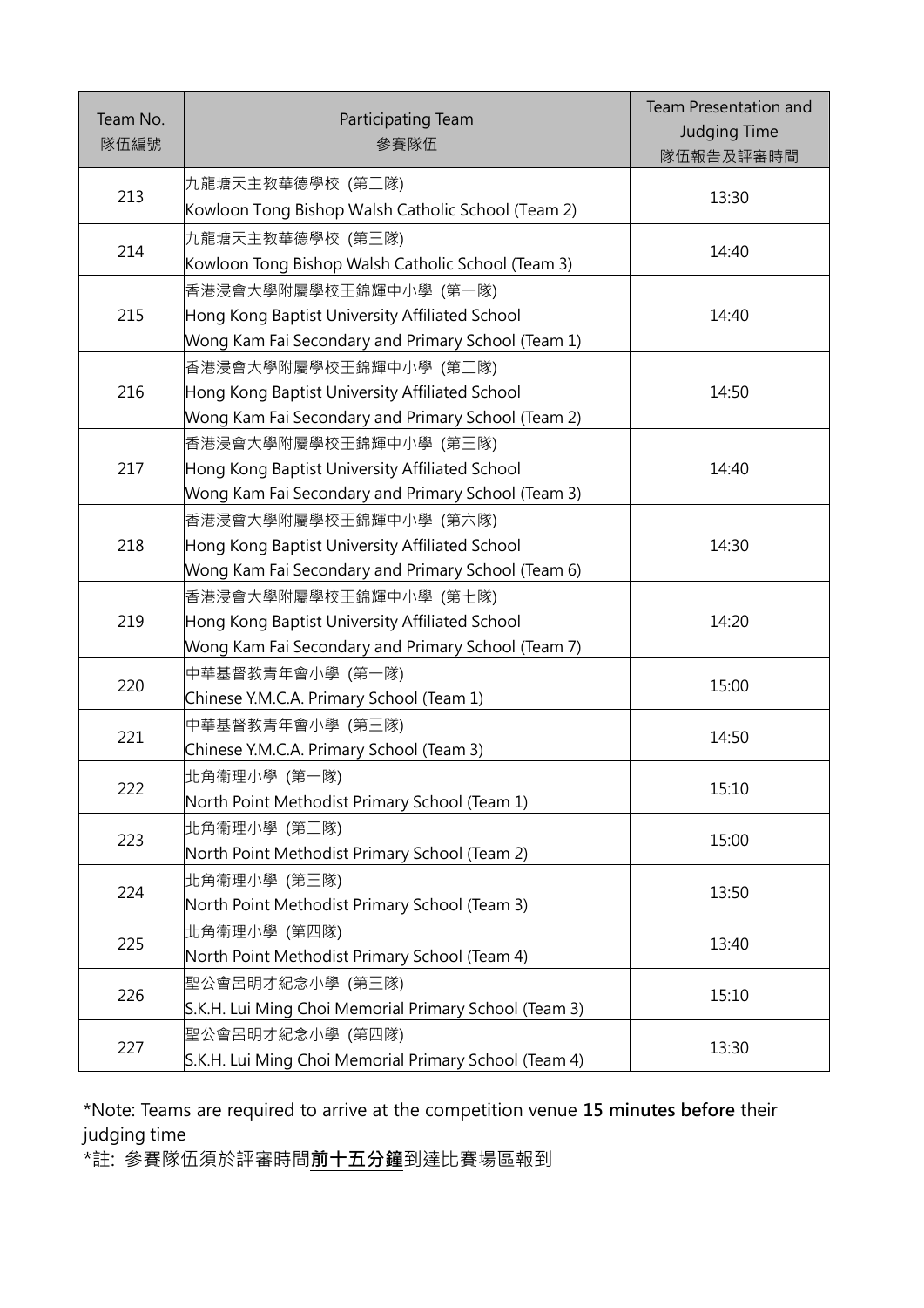| Team No.<br>隊伍編號 | Participating Team<br>參賽隊伍 | Team Presentation and Judging Time<br>隊伍報告及評審時間 |
|---|---|---|
| 213 | 九龍塘天主教華德學校 (第二隊)<br>Kowloon Tong Bishop Walsh Catholic School (Team 2) | 13:30 |
| 214 | 九龍塘天主教華德學校 (第三隊)<br>Kowloon Tong Bishop Walsh Catholic School (Team 3) | 14:40 |
| 215 | 香港浸會大學附屬學校王錦輝中小學 (第一隊)<br>Hong Kong Baptist University Affiliated School<br>Wong Kam Fai Secondary and Primary School (Team 1) | 14:40 |
| 216 | 香港浸會大學附屬學校王錦輝中小學 (第二隊)<br>Hong Kong Baptist University Affiliated School<br>Wong Kam Fai Secondary and Primary School (Team 2) | 14:50 |
| 217 | 香港浸會大學附屬學校王錦輝中小學 (第三隊)<br>Hong Kong Baptist University Affiliated School<br>Wong Kam Fai Secondary and Primary School (Team 3) | 14:40 |
| 218 | 香港浸會大學附屬學校王錦輝中小學 (第六隊)<br>Hong Kong Baptist University Affiliated School<br>Wong Kam Fai Secondary and Primary School (Team 6) | 14:30 |
| 219 | 香港浸會大學附屬學校王錦輝中小學 (第七隊)<br>Hong Kong Baptist University Affiliated School<br>Wong Kam Fai Secondary and Primary School (Team 7) | 14:20 |
| 220 | 中華基督教青年會小學 (第一隊)<br>Chinese Y.M.C.A. Primary School (Team 1) | 15:00 |
| 221 | 中華基督教青年會小學 (第三隊)<br>Chinese Y.M.C.A. Primary School (Team 3) | 14:50 |
| 222 | 北角衞理小學 (第一隊)<br>North Point Methodist Primary School (Team 1) | 15:10 |
| 223 | 北角衞理小學 (第二隊)<br>North Point Methodist Primary School (Team 2) | 15:00 |
| 224 | 北角衞理小學 (第三隊)<br>North Point Methodist Primary School (Team 3) | 13:50 |
| 225 | 北角衞理小學 (第四隊)<br>North Point Methodist Primary School (Team 4) | 13:40 |
| 226 | 聖公會呂明才紀念小學 (第三隊)<br>S.K.H. Lui Ming Choi Memorial Primary School (Team 3) | 15:10 |
| 227 | 聖公會呂明才紀念小學 (第四隊)<br>S.K.H. Lui Ming Choi Memorial Primary School (Team 4) | 13:30 |

*Note: Teams are required to arrive at the competition venue **15 minutes before** their judging time

*註: 參賽隊伍須於評審時間**前十五分鐘**到達比賽場區報到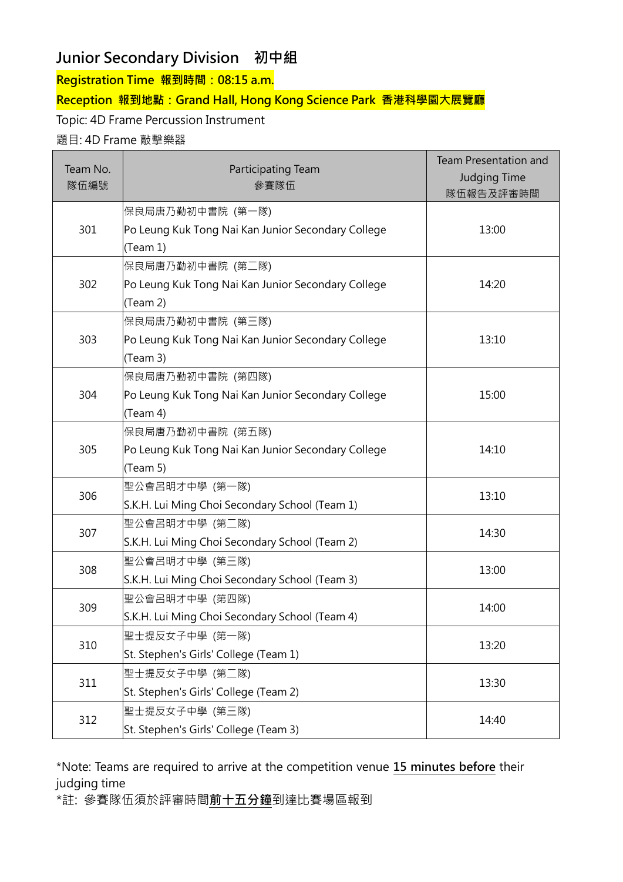## Junior Secondary Division　初中組

**Registration Time 報到時間：08:15 a.m.**

**Reception 報到地點：Grand Hall, Hong Kong Science Park 香港科學園大展覽廳**

Topic: 4D Frame Percussion Instrument

題目: 4D Frame 敲擊樂器

| Team No.<br>隊伍編號 | Participating Team<br>參賽隊伍 | Team Presentation and Judging Time<br>隊伍報告及評審時間 |
|---|---|---|
| 301 | 保良局唐乃勤初中書院（第一隊）<br>Po Leung Kuk Tong Nai Kan Junior Secondary College (Team 1) | 13:00 |
| 302 | 保良局唐乃勤初中書院（第二隊）<br>Po Leung Kuk Tong Nai Kan Junior Secondary College (Team 2) | 14:20 |
| 303 | 保良局唐乃勤初中書院（第三隊）<br>Po Leung Kuk Tong Nai Kan Junior Secondary College (Team 3) | 13:10 |
| 304 | 保良局唐乃勤初中書院（第四隊）<br>Po Leung Kuk Tong Nai Kan Junior Secondary College (Team 4) | 15:00 |
| 305 | 保良局唐乃勤初中書院（第五隊）<br>Po Leung Kuk Tong Nai Kan Junior Secondary College (Team 5) | 14:10 |
| 306 | 聖公會呂明才中學（第一隊）<br>S.K.H. Lui Ming Choi Secondary School (Team 1) | 13:10 |
| 307 | 聖公會呂明才中學（第二隊）<br>S.K.H. Lui Ming Choi Secondary School (Team 2) | 14:30 |
| 308 | 聖公會呂明才中學（第三隊）<br>S.K.H. Lui Ming Choi Secondary School (Team 3) | 13:00 |
| 309 | 聖公會呂明才中學（第四隊）<br>S.K.H. Lui Ming Choi Secondary School (Team 4) | 14:00 |
| 310 | 聖士提反女子中學（第一隊）<br>St. Stephen's Girls' College (Team 1) | 13:20 |
| 311 | 聖士提反女子中學（第二隊）<br>St. Stephen's Girls' College (Team 2) | 13:30 |
| 312 | 聖士提反女子中學（第三隊）<br>St. Stephen's Girls' College (Team 3) | 14:40 |

*Note: Teams are required to arrive at the competition venue **15 minutes before** their judging time

*註: 參賽隊伍須於評審時間**前十五分鐘**到達比賽場區報到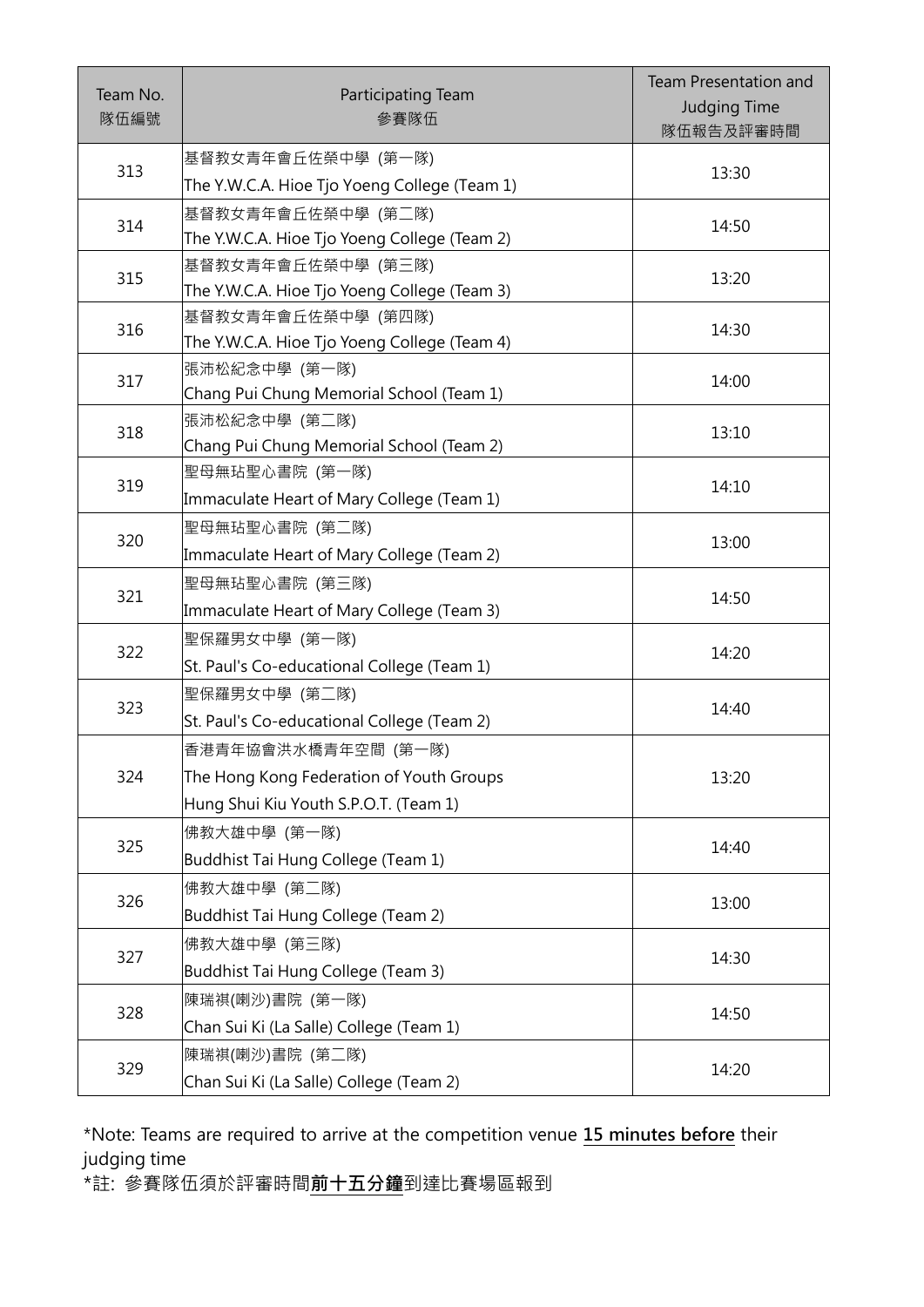| Team No.<br>隊伍編號 | Participating Team<br>參賽隊伍 | Team Presentation and Judging Time<br>隊伍報告及評審時間 |
|---|---|---|
| 313 | 基督教女青年會丘佐榮中學 (第一隊)<br>The Y.W.C.A. Hioe Tjo Yoeng College (Team 1) | 13:30 |
| 314 | 基督教女青年會丘佐榮中學 (第二隊)<br>The Y.W.C.A. Hioe Tjo Yoeng College (Team 2) | 14:50 |
| 315 | 基督教女青年會丘佐榮中學 (第三隊)<br>The Y.W.C.A. Hioe Tjo Yoeng College (Team 3) | 13:20 |
| 316 | 基督教女青年會丘佐榮中學 (第四隊)<br>The Y.W.C.A. Hioe Tjo Yoeng College (Team 4) | 14:30 |
| 317 | 張沛松紀念中學 (第一隊)<br>Chang Pui Chung Memorial School (Team 1) | 14:00 |
| 318 | 張沛松紀念中學 (第二隊)<br>Chang Pui Chung Memorial School (Team 2) | 13:10 |
| 319 | 聖母無玷聖心書院 (第一隊)<br>Immaculate Heart of Mary College (Team 1) | 14:10 |
| 320 | 聖母無玷聖心書院 (第二隊)<br>Immaculate Heart of Mary College (Team 2) | 13:00 |
| 321 | 聖母無玷聖心書院 (第三隊)<br>Immaculate Heart of Mary College (Team 3) | 14:50 |
| 322 | 聖保羅男女中學 (第一隊)<br>St. Paul's Co-educational College (Team 1) | 14:20 |
| 323 | 聖保羅男女中學 (第二隊)<br>St. Paul's Co-educational College (Team 2) | 14:40 |
| 324 | 香港青年協會洪水橋青年空間 (第一隊)<br>The Hong Kong Federation of Youth Groups<br>Hung Shui Kiu Youth S.P.O.T. (Team 1) | 13:20 |
| 325 | 佛教大雄中學 (第一隊)<br>Buddhist Tai Hung College (Team 1) | 14:40 |
| 326 | 佛教大雄中學 (第二隊)<br>Buddhist Tai Hung College (Team 2) | 13:00 |
| 327 | 佛教大雄中學 (第三隊)<br>Buddhist Tai Hung College (Team 3) | 14:30 |
| 328 | 陳瑞祺(喇沙)書院 (第一隊)<br>Chan Sui Ki (La Salle) College (Team 1) | 14:50 |
| 329 | 陳瑞祺(喇沙)書院 (第二隊)<br>Chan Sui Ki (La Salle) College (Team 2) | 14:20 |

*Note: Teams are required to arrive at the competition venue **15 minutes before** their judging time

*註: 參賽隊伍須於評審時間**前十五分鐘**到達比賽場區報到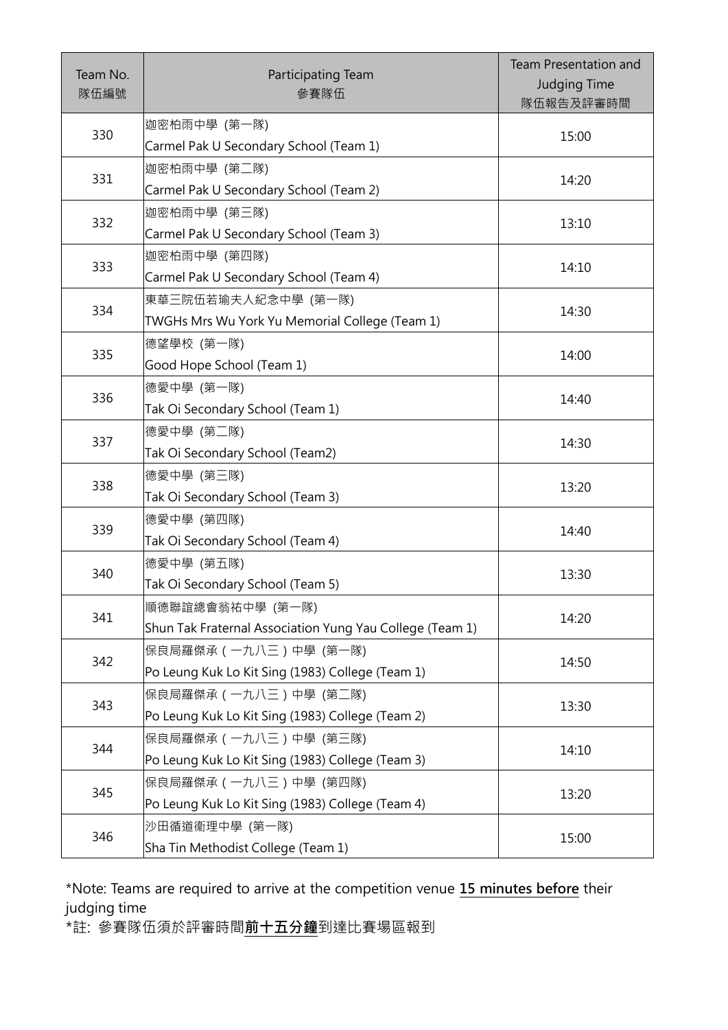| Team No.<br>隊伍編號 | Participating Team<br>參賽隊伍 | Team Presentation and Judging Time<br>隊伍報告及評審時間 |
|---|---|---|
| 330 | 迦密柏雨中學 (第一隊)<br>Carmel Pak U Secondary School (Team 1) | 15:00 |
| 331 | 迦密柏雨中學 (第二隊)<br>Carmel Pak U Secondary School (Team 2) | 14:20 |
| 332 | 迦密柏雨中學 (第三隊)<br>Carmel Pak U Secondary School (Team 3) | 13:10 |
| 333 | 迦密柏雨中學 (第四隊)<br>Carmel Pak U Secondary School (Team 4) | 14:10 |
| 334 | 東華三院伍若瑜夫人紀念中學 (第一隊)<br>TWGHs Mrs Wu York Yu Memorial College (Team 1) | 14:30 |
| 335 | 德望學校 (第一隊)<br>Good Hope School (Team 1) | 14:00 |
| 336 | 德愛中學 (第一隊)<br>Tak Oi Secondary School (Team 1) | 14:40 |
| 337 | 德愛中學 (第二隊)<br>Tak Oi Secondary School (Team2) | 14:30 |
| 338 | 德愛中學 (第三隊)<br>Tak Oi Secondary School (Team 3) | 13:20 |
| 339 | 德愛中學 (第四隊)<br>Tak Oi Secondary School (Team 4) | 14:40 |
| 340 | 德愛中學 (第五隊)<br>Tak Oi Secondary School (Team 5) | 13:30 |
| 341 | 順德聯誼總會翁祐中學 (第一隊)<br>Shun Tak Fraternal Association Yung Yau College (Team 1) | 14:20 |
| 342 | 保良局羅傑承（一九八三）中學 (第一隊)<br>Po Leung Kuk Lo Kit Sing (1983) College (Team 1) | 14:50 |
| 343 | 保良局羅傑承（一九八三）中學 (第二隊)<br>Po Leung Kuk Lo Kit Sing (1983) College (Team 2) | 13:30 |
| 344 | 保良局羅傑承（一九八三）中學 (第三隊)<br>Po Leung Kuk Lo Kit Sing (1983) College (Team 3) | 14:10 |
| 345 | 保良局羅傑承（一九八三）中學 (第四隊)<br>Po Leung Kuk Lo Kit Sing (1983) College (Team 4) | 13:20 |
| 346 | 沙田循道衛理中學 (第一隊)<br>Sha Tin Methodist College (Team 1) | 15:00 |

*Note: Teams are required to arrive at the competition venue **15 minutes before** their judging time

*註: 參賽隊伍須於評審時間**前十五分鐘**到達比賽場區報到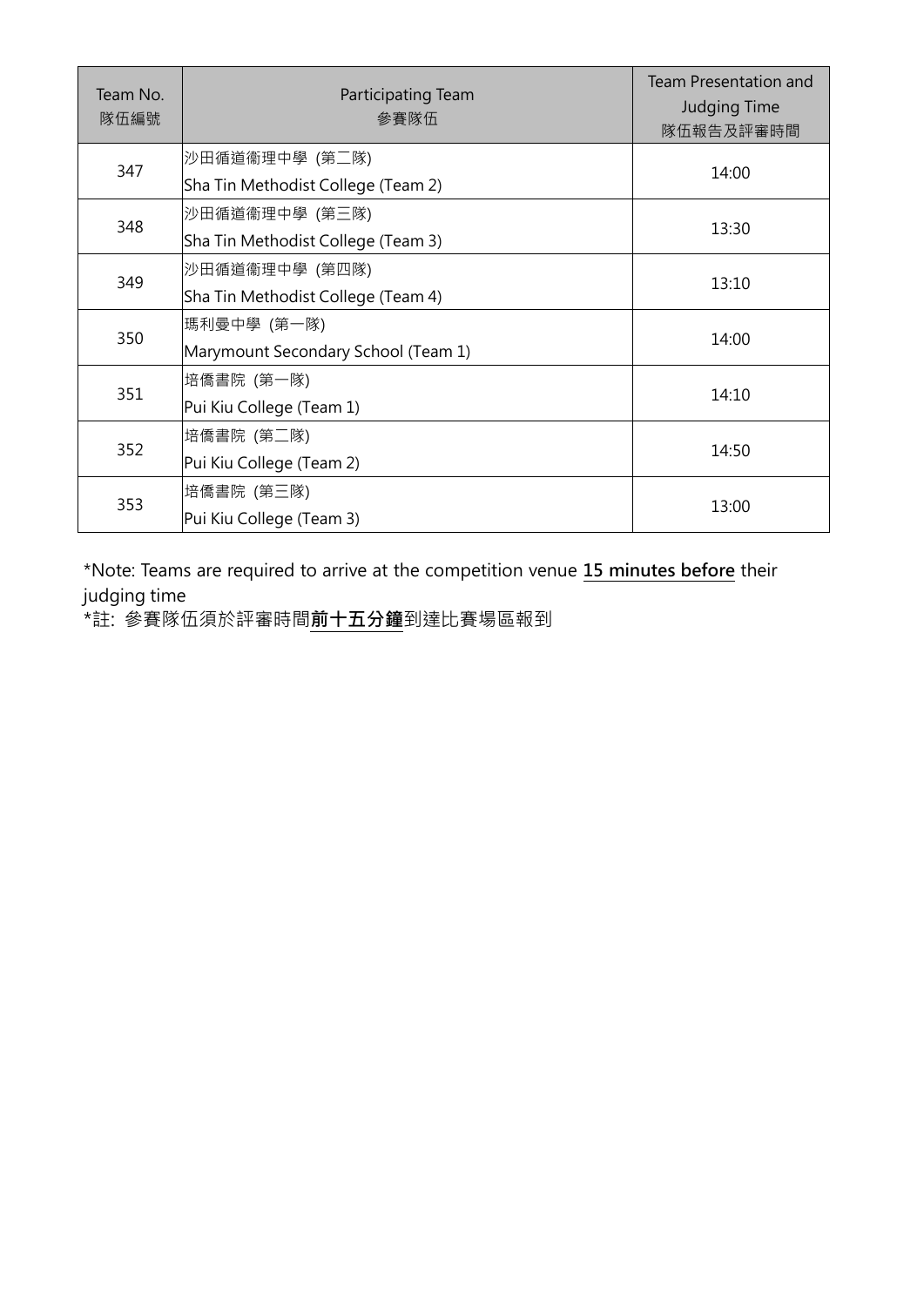| Team No. 隊伍編號 | Participating Team 參賽隊伍 | Team Presentation and Judging Time 隊伍報告及評審時間 |
| --- | --- | --- |
| 347 | 沙田循道衞理中學 (第二隊) Sha Tin Methodist College (Team 2) | 14:00 |
| 348 | 沙田循道衞理中學 (第三隊) Sha Tin Methodist College (Team 3) | 13:30 |
| 349 | 沙田循道衞理中學 (第四隊) Sha Tin Methodist College (Team 4) | 13:10 |
| 350 | 瑪利曼中學 (第一隊) Marymount Secondary School (Team 1) | 14:00 |
| 351 | 培僑書院 (第一隊) Pui Kiu College (Team 1) | 14:10 |
| 352 | 培僑書院 (第二隊) Pui Kiu College (Team 2) | 14:50 |
| 353 | 培僑書院 (第三隊) Pui Kiu College (Team 3) | 13:00 |

*Note: Teams are required to arrive at the competition venue **15 minutes before** their judging time

*註: 參賽隊伍須於評審時間**前十五分鐘**到達比賽場區報到